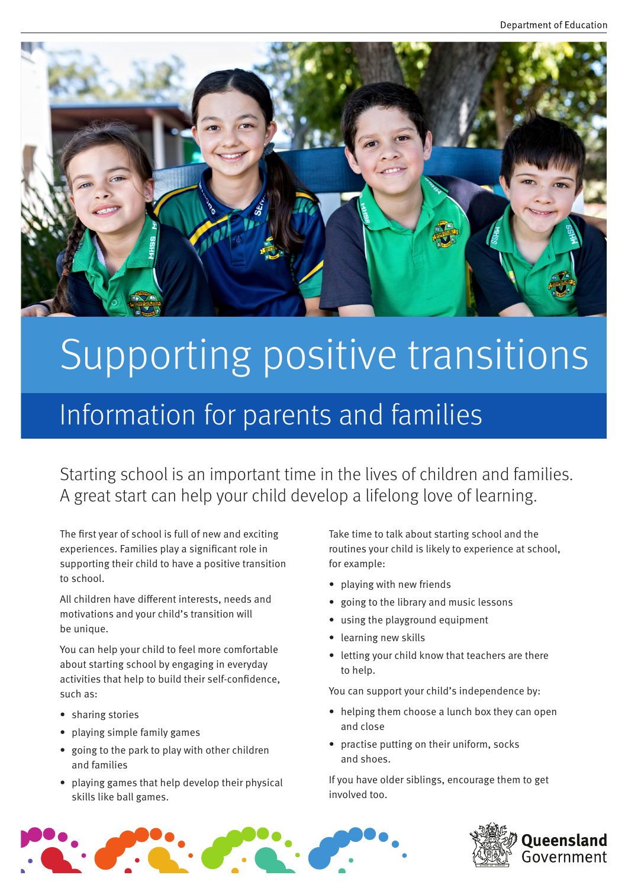# Supporting positive transitions

## Information for parents and families

Starting school is an important time in the lives of children and families. A great start can help your child develop a lifelong love of learning.

The first year of school is full of new and exciting experiences. Families play a significant role in supporting their child to have a positive transition to school.

All children have different interests, needs and motivations and your child's transition will be unique.

You can help your child to feel more comfortable about starting school by engaging in everyday activities that help to build their self-confidence, such as:

- sharing stories
- playing simple family games
- going to the park to play with other children and families
- playing games that help develop their physical skills like ball games.

Take time to talk about starting school and the routines your child is likely to experience at school, for example:

- playing with new friends
- going to the library and music lessons
- using the playground equipment
- learning new skills
- letting your child know that teachers are there to help.

You can support your child's independence by:

- helping them choose a lunch box they can open and close
- practise putting on their uniform, socks and shoes.

If you have older siblings, encourage them to get involved too.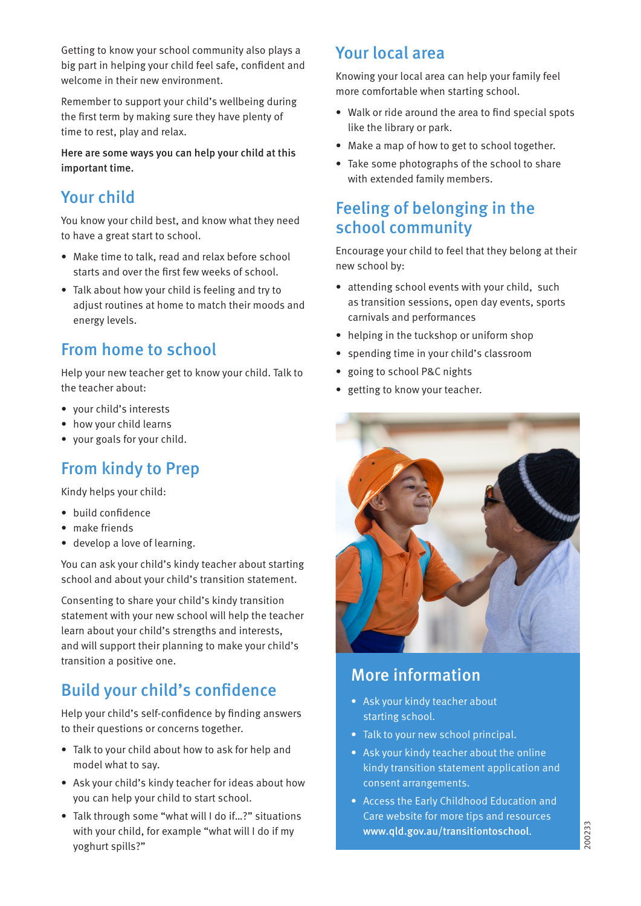Getting to know your school community also plays a big part in helping your child feel safe, confident and welcome in their new environment.

Remember to support your child's wellbeing during the first term by making sure they have plenty of time to rest, play and relax.

**Here are some ways you can help your child at this important time.**

## Your child

You know your child best, and know what they need to have a great start to school.

- Make time to talk, read and relax before school starts and over the first few weeks of school.
- Talk about how your child is feeling and try to adjust routines at home to match their moods and energy levels.

## From home to school

Help your new teacher get to know your child. Talk to the teacher about:

- your child's interests
- how your child learns
- your goals for your child.

## From kindy to Prep

Kindy helps your child:

- build confidence
- make friends
- develop a love of learning.

You can ask your child's kindy teacher about starting school and about your child's transition statement.

Consenting to share your child's kindy transition statement with your new school will help the teacher learn about your child's strengths and interests, and will support their planning to make your child's transition a positive one.

## Build your child's confidence

Help your child's self-confidence by finding answers to their questions or concerns together.

- Talk to your child about how to ask for help and model what to say.
- Ask your child's kindy teacher for ideas about how you can help your child to start school.
- Talk through some "what will I do if…?" situations with your child, for example "what will I do if my yoghurt spills?"

## Your local area

Knowing your local area can help your family feel more comfortable when starting school.

- Walk or ride around the area to find special spots like the library or park.
- Make a map of how to get to school together.
- Take some photographs of the school to share with extended family members.

## Feeling of belonging in the school community

Encourage your child to feel that they belong at their new school by:

- attending school events with your child, such as transition sessions, open day events, sports carnivals and performances
- helping in the tuckshop or uniform shop
- spending time in your child's classroom
- going to school P&C nights
- getting to know your teacher.

## More information

- Ask your kindy teacher about starting school.
- Talk to your new school principal.
- Ask your kindy teacher about the online kindy transition statement application and consent arrangements.
- Access the Early Childhood Education and Care website for more tips and resources **www.qld.gov.au/transitiontoschool**.

200233